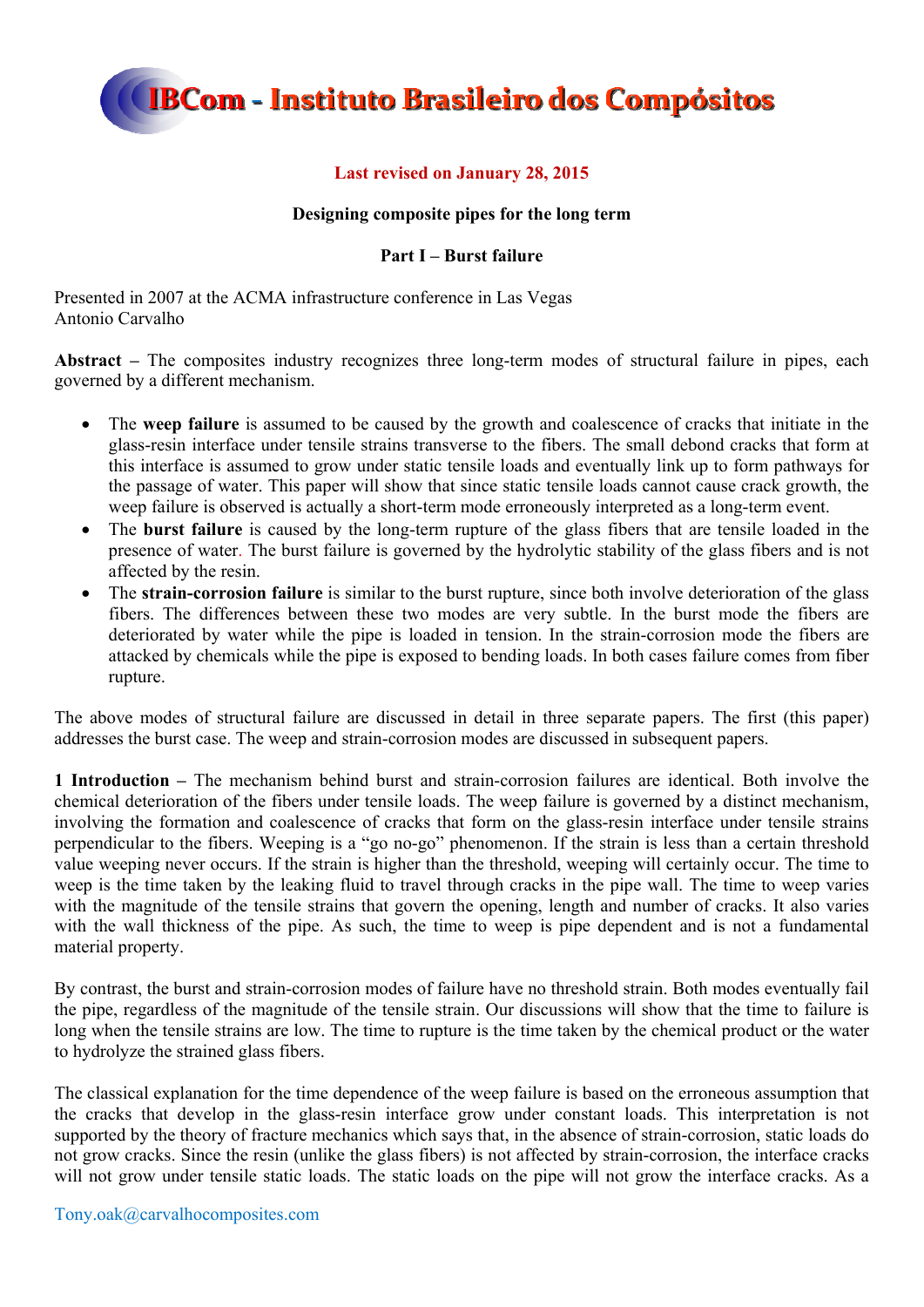**IBCom - Instituto Brasileiro dos Compósitos**

**Last revised on January 28, 2015**

**Designing composite pipes for the long term**

**Part I – Burst failure**

Presented in 2007 at the ACMA infrastructure conference in Las Vegas
Antonio Carvalho

**Abstract –** The composites industry recognizes three long-term modes of structural failure in pipes, each governed by a different mechanism.

- The **weep failure** is assumed to be caused by the growth and coalescence of cracks that initiate in the glass-resin interface under tensile strains transverse to the fibers. The small debond cracks that form at this interface is assumed to grow under static tensile loads and eventually link up to form pathways for the passage of water. This paper will show that since static tensile loads cannot cause crack growth, the weep failure is observed is actually a short-term mode erroneously interpreted as a long-term event.
- The **burst failure** is caused by the long-term rupture of the glass fibers that are tensile loaded in the presence of water. The burst failure is governed by the hydrolytic stability of the glass fibers and is not affected by the resin.
- The **strain-corrosion failure** is similar to the burst rupture, since both involve deterioration of the glass fibers. The differences between these two modes are very subtle. In the burst mode the fibers are deteriorated by water while the pipe is loaded in tension. In the strain-corrosion mode the fibers are attacked by chemicals while the pipe is exposed to bending loads. In both cases failure comes from fiber rupture.

The above modes of structural failure are discussed in detail in three separate papers. The first (this paper) addresses the burst case. The weep and strain-corrosion modes are discussed in subsequent papers.

**1 Introduction –** The mechanism behind burst and strain-corrosion failures are identical. Both involve the chemical deterioration of the fibers under tensile loads. The weep failure is governed by a distinct mechanism, involving the formation and coalescence of cracks that form on the glass-resin interface under tensile strains perpendicular to the fibers. Weeping is a "go no-go" phenomenon. If the strain is less than a certain threshold value weeping never occurs. If the strain is higher than the threshold, weeping will certainly occur. The time to weep is the time taken by the leaking fluid to travel through cracks in the pipe wall. The time to weep varies with the magnitude of the tensile strains that govern the opening, length and number of cracks. It also varies with the wall thickness of the pipe. As such, the time to weep is pipe dependent and is not a fundamental material property.

By contrast, the burst and strain-corrosion modes of failure have no threshold strain. Both modes eventually fail the pipe, regardless of the magnitude of the tensile strain. Our discussions will show that the time to failure is long when the tensile strains are low. The time to rupture is the time taken by the chemical product or the water to hydrolyze the strained glass fibers.

The classical explanation for the time dependence of the weep failure is based on the erroneous assumption that the cracks that develop in the glass-resin interface grow under constant loads. This interpretation is not supported by the theory of fracture mechanics which says that, in the absence of strain-corrosion, static loads do not grow cracks. Since the resin (unlike the glass fibers) is not affected by strain-corrosion, the interface cracks will not grow under tensile static loads. The static loads on the pipe will not grow the interface cracks. As a

Tony.oak@carvalhocomposites.com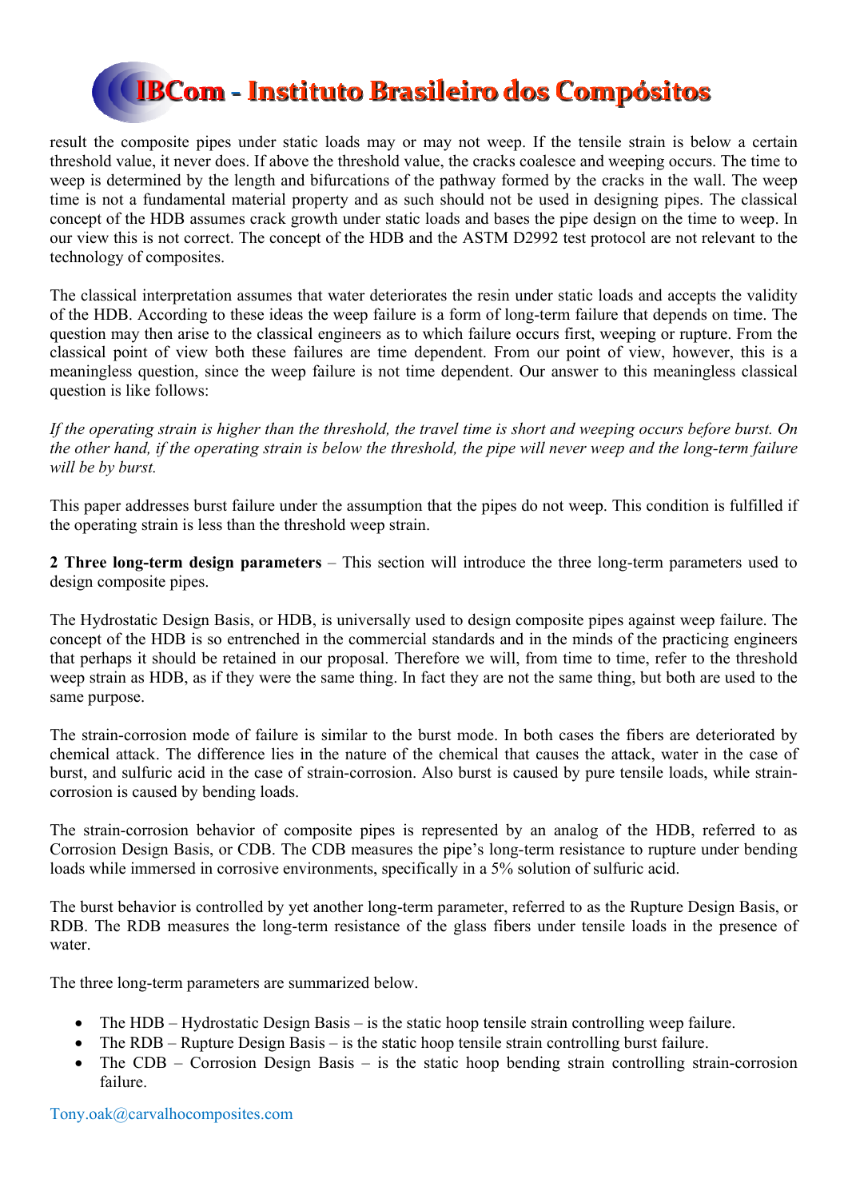result the composite pipes under static loads may or may not weep. If the tensile strain is below a certain threshold value, it never does. If above the threshold value, the cracks coalesce and weeping occurs. The time to weep is determined by the length and bifurcations of the pathway formed by the cracks in the wall. The weep time is not a fundamental material property and as such should not be used in designing pipes. The classical concept of the HDB assumes crack growth under static loads and bases the pipe design on the time to weep. In our view this is not correct. The concept of the HDB and the ASTM D2992 test protocol are not relevant to the technology of composites.

The classical interpretation assumes that water deteriorates the resin under static loads and accepts the validity of the HDB. According to these ideas the weep failure is a form of long-term failure that depends on time. The question may then arise to the classical engineers as to which failure occurs first, weeping or rupture. From the classical point of view both these failures are time dependent. From our point of view, however, this is a meaningless question, since the weep failure is not time dependent. Our answer to this meaningless classical question is like follows:

*If the operating strain is higher than the threshold, the travel time is short and weeping occurs before burst. On the other hand, if the operating strain is below the threshold, the pipe will never weep and the long-term failure will be by burst.*

This paper addresses burst failure under the assumption that the pipes do not weep. This condition is fulfilled if the operating strain is less than the threshold weep strain.

**2 Three long-term design parameters** – This section will introduce the three long-term parameters used to design composite pipes.

The Hydrostatic Design Basis, or HDB, is universally used to design composite pipes against weep failure. The concept of the HDB is so entrenched in the commercial standards and in the minds of the practicing engineers that perhaps it should be retained in our proposal. Therefore we will, from time to time, refer to the threshold weep strain as HDB, as if they were the same thing. In fact they are not the same thing, but both are used to the same purpose.

The strain-corrosion mode of failure is similar to the burst mode. In both cases the fibers are deteriorated by chemical attack. The difference lies in the nature of the chemical that causes the attack, water in the case of burst, and sulfuric acid in the case of strain-corrosion. Also burst is caused by pure tensile loads, while strain-corrosion is caused by bending loads.

The strain-corrosion behavior of composite pipes is represented by an analog of the HDB, referred to as Corrosion Design Basis, or CDB. The CDB measures the pipe's long-term resistance to rupture under bending loads while immersed in corrosive environments, specifically in a 5% solution of sulfuric acid.

The burst behavior is controlled by yet another long-term parameter, referred to as the Rupture Design Basis, or RDB. The RDB measures the long-term resistance of the glass fibers under tensile loads in the presence of water.

The three long-term parameters are summarized below.

- The HDB – Hydrostatic Design Basis – is the static hoop tensile strain controlling weep failure.
- The RDB – Rupture Design Basis – is the static hoop tensile strain controlling burst failure.
- The CDB – Corrosion Design Basis – is the static hoop bending strain controlling strain-corrosion failure.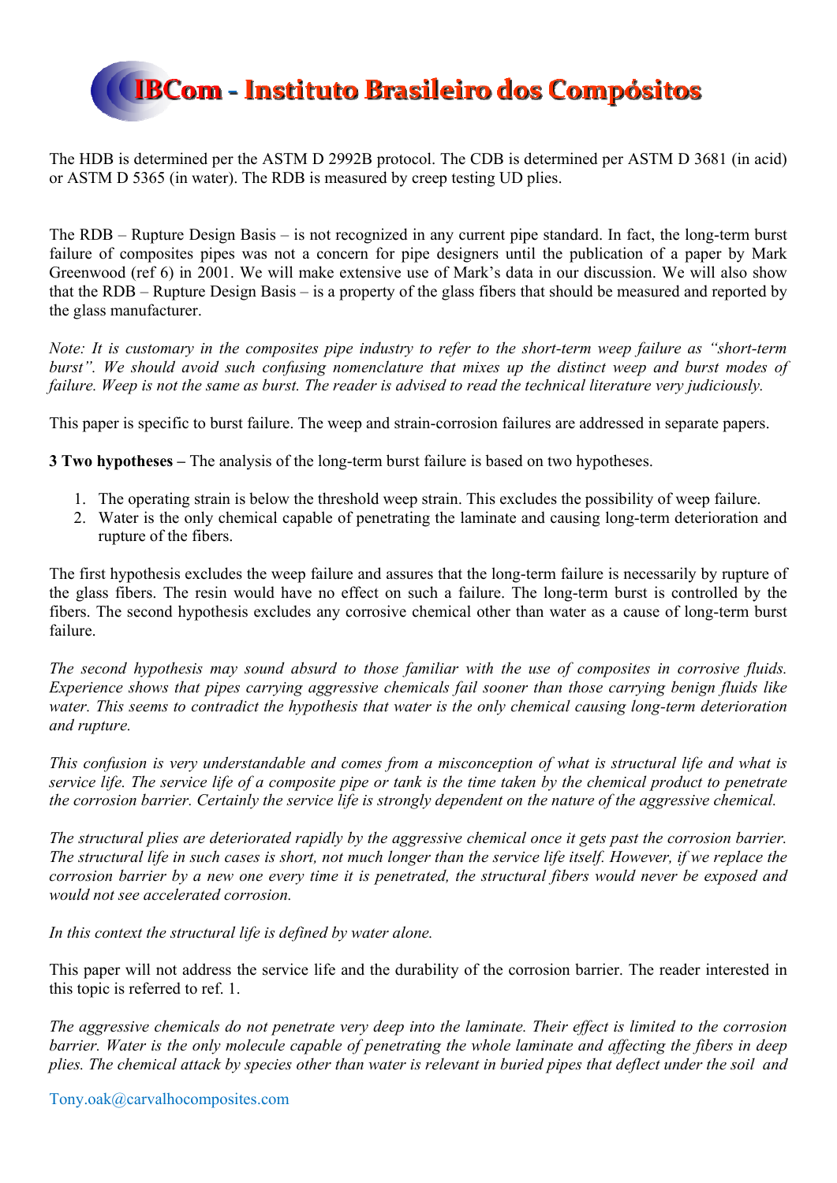The HDB is determined per the ASTM D 2992B protocol. The CDB is determined per ASTM D 3681 (in acid) or ASTM D 5365 (in water). The RDB is measured by creep testing UD plies.

The RDB – Rupture Design Basis – is not recognized in any current pipe standard. In fact, the long-term burst failure of composites pipes was not a concern for pipe designers until the publication of a paper by Mark Greenwood (ref 6) in 2001. We will make extensive use of Mark's data in our discussion. We will also show that the RDB – Rupture Design Basis – is a property of the glass fibers that should be measured and reported by the glass manufacturer.

*Note: It is customary in the composites pipe industry to refer to the short-term weep failure as "short-term burst". We should avoid such confusing nomenclature that mixes up the distinct weep and burst modes of failure. Weep is not the same as burst. The reader is advised to read the technical literature very judiciously.*

This paper is specific to burst failure. The weep and strain-corrosion failures are addressed in separate papers.

**3 Two hypotheses –** The analysis of the long-term burst failure is based on two hypotheses.

1. The operating strain is below the threshold weep strain. This excludes the possibility of weep failure.
2. Water is the only chemical capable of penetrating the laminate and causing long-term deterioration and rupture of the fibers.

The first hypothesis excludes the weep failure and assures that the long-term failure is necessarily by rupture of the glass fibers. The resin would have no effect on such a failure. The long-term burst is controlled by the fibers. The second hypothesis excludes any corrosive chemical other than water as a cause of long-term burst failure.

*The second hypothesis may sound absurd to those familiar with the use of composites in corrosive fluids. Experience shows that pipes carrying aggressive chemicals fail sooner than those carrying benign fluids like water. This seems to contradict the hypothesis that water is the only chemical causing long-term deterioration and rupture.*

*This confusion is very understandable and comes from a misconception of what is structural life and what is service life. The service life of a composite pipe or tank is the time taken by the chemical product to penetrate the corrosion barrier. Certainly the service life is strongly dependent on the nature of the aggressive chemical.*

*The structural plies are deteriorated rapidly by the aggressive chemical once it gets past the corrosion barrier. The structural life in such cases is short, not much longer than the service life itself. However, if we replace the corrosion barrier by a new one every time it is penetrated, the structural fibers would never be exposed and would not see accelerated corrosion.*

*In this context the structural life is defined by water alone.*

This paper will not address the service life and the durability of the corrosion barrier. The reader interested in this topic is referred to ref. 1.

*The aggressive chemicals do not penetrate very deep into the laminate. Their effect is limited to the corrosion barrier. Water is the only molecule capable of penetrating the whole laminate and affecting the fibers in deep plies. The chemical attack by species other than water is relevant in buried pipes that deflect under the soil and*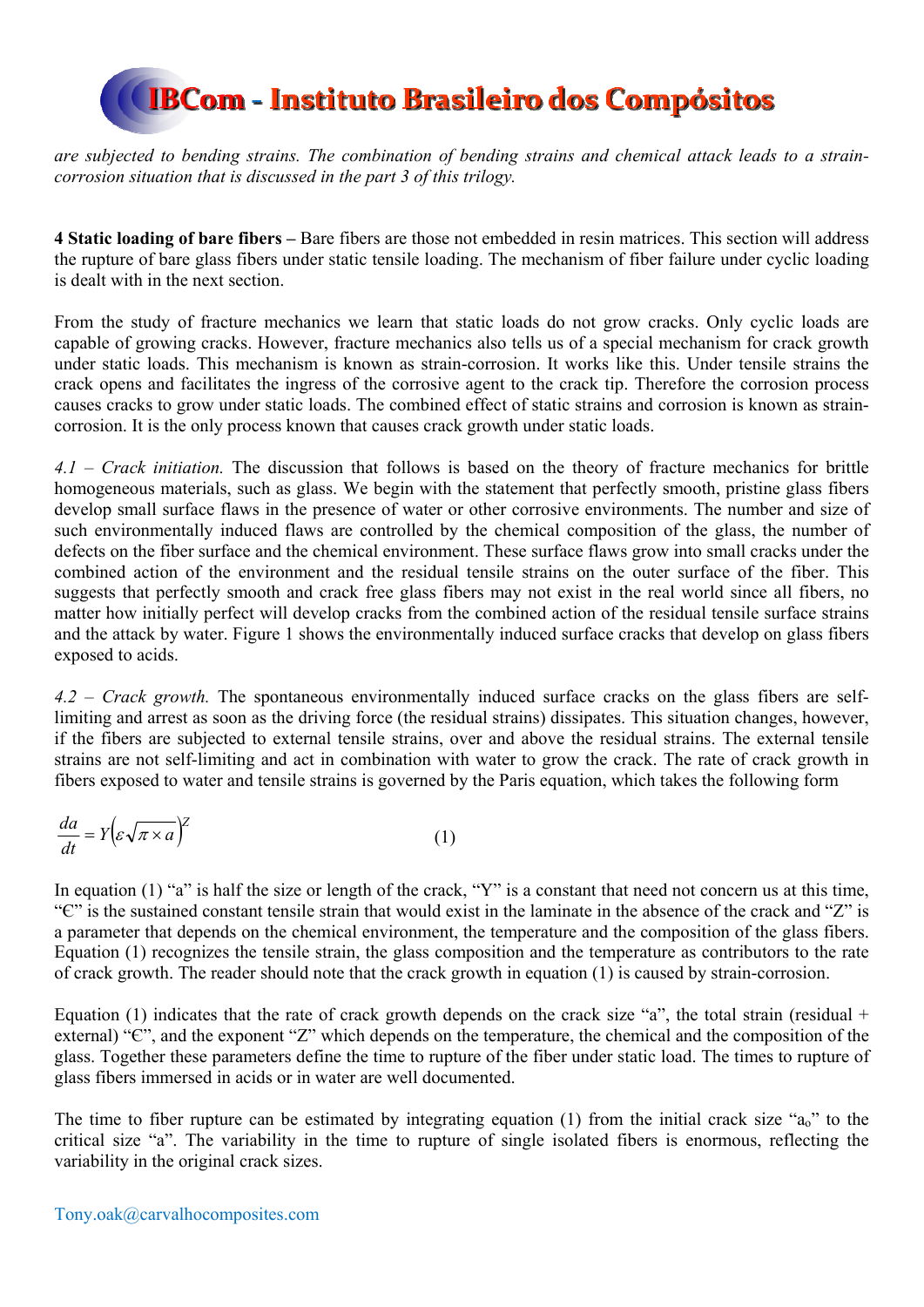*are subjected to bending strains. The combination of bending strains and chemical attack leads to a strain-corrosion situation that is discussed in the part 3 of this trilogy.*

**4 Static loading of bare fibers –** Bare fibers are those not embedded in resin matrices. This section will address the rupture of bare glass fibers under static tensile loading. The mechanism of fiber failure under cyclic loading is dealt with in the next section.

From the study of fracture mechanics we learn that static loads do not grow cracks. Only cyclic loads are capable of growing cracks. However, fracture mechanics also tells us of a special mechanism for crack growth under static loads. This mechanism is known as strain-corrosion. It works like this. Under tensile strains the crack opens and facilitates the ingress of the corrosive agent to the crack tip. Therefore the corrosion process causes cracks to grow under static loads. The combined effect of static strains and corrosion is known as strain-corrosion. It is the only process known that causes crack growth under static loads.

*4.1 – Crack initiation.* The discussion that follows is based on the theory of fracture mechanics for brittle homogeneous materials, such as glass. We begin with the statement that perfectly smooth, pristine glass fibers develop small surface flaws in the presence of water or other corrosive environments. The number and size of such environmentally induced flaws are controlled by the chemical composition of the glass, the number of defects on the fiber surface and the chemical environment. These surface flaws grow into small cracks under the combined action of the environment and the residual tensile strains on the outer surface of the fiber. This suggests that perfectly smooth and crack free glass fibers may not exist in the real world since all fibers, no matter how initially perfect will develop cracks from the combined action of the residual tensile surface strains and the attack by water. Figure 1 shows the environmentally induced surface cracks that develop on glass fibers exposed to acids.

*4.2 – Crack growth.* The spontaneous environmentally induced surface cracks on the glass fibers are self-limiting and arrest as soon as the driving force (the residual strains) dissipates. This situation changes, however, if the fibers are subjected to external tensile strains, over and above the residual strains. The external tensile strains are not self-limiting and act in combination with water to grow the crack. The rate of crack growth in fibers exposed to water and tensile strains is governed by the Paris equation, which takes the following form

$$\frac{da}{dt} = Y\left(\varepsilon\sqrt{\pi \times a}\right)^{Z} \qquad (1)$$

In equation (1) "a" is half the size or length of the crack, "Y" is a constant that need not concern us at this time, "Є" is the sustained constant tensile strain that would exist in the laminate in the absence of the crack and "Z" is a parameter that depends on the chemical environment, the temperature and the composition of the glass fibers. Equation (1) recognizes the tensile strain, the glass composition and the temperature as contributors to the rate of crack growth. The reader should note that the crack growth in equation (1) is caused by strain-corrosion.

Equation (1) indicates that the rate of crack growth depends on the crack size "a", the total strain (residual + external) "Є", and the exponent "Z" which depends on the temperature, the chemical and the composition of the glass. Together these parameters define the time to rupture of the fiber under static load. The times to rupture of glass fibers immersed in acids or in water are well documented.

The time to fiber rupture can be estimated by integrating equation (1) from the initial crack size "$a_o$" to the critical size "a". The variability in the time to rupture of single isolated fibers is enormous, reflecting the variability in the original crack sizes.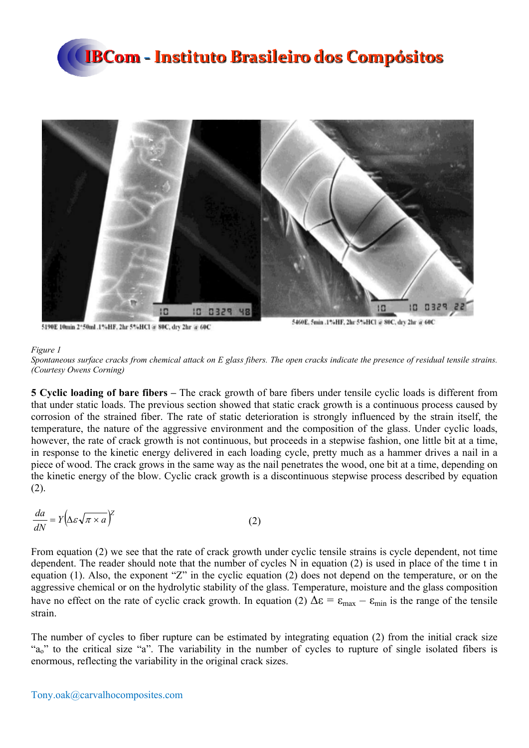5190E 10min 2*50ml .1%HF, 2hr 5%HCl @ 80C, dry 2hr @ 60C

5460E, 5min .1%HF, 2hr 5%HCl @ 80C, dry 2hr @ 60C

*Figure 1*

*Spontaneous surface cracks from chemical attack on E glass fibers. The open cracks indicate the presence of residual tensile strains. (Courtesy Owens Corning)*

**5 Cyclic loading of bare fibers –** The crack growth of bare fibers under tensile cyclic loads is different from that under static loads. The previous section showed that static crack growth is a continuous process caused by corrosion of the strained fiber. The rate of static deterioration is strongly influenced by the strain itself, the temperature, the nature of the aggressive environment and the composition of the glass. Under cyclic loads, however, the rate of crack growth is not continuous, but proceeds in a stepwise fashion, one little bit at a time, in response to the kinetic energy delivered in each loading cycle, pretty much as a hammer drives a nail in a piece of wood. The crack grows in the same way as the nail penetrates the wood, one bit at a time, depending on the kinetic energy of the blow. Cyclic crack growth is a discontinuous stepwise process described by equation (2).

$$\frac{da}{dN} = Y\left(\Delta\varepsilon\sqrt{\pi \times a}\right)^{Z} \qquad (2)$$

From equation (2) we see that the rate of crack growth under cyclic tensile strains is cycle dependent, not time dependent. The reader should note that the number of cycles N in equation (2) is used in place of the time t in equation (1). Also, the exponent "Z" in the cyclic equation (2) does not depend on the temperature, or on the aggressive chemical or on the hydrolytic stability of the glass. Temperature, moisture and the glass composition have no effect on the rate of cyclic crack growth. In equation (2) $\Delta\varepsilon = \varepsilon_{max} - \varepsilon_{min}$ is the range of the tensile strain.

The number of cycles to fiber rupture can be estimated by integrating equation (2) from the initial crack size "$a_o$" to the critical size "a". The variability in the number of cycles to rupture of single isolated fibers is enormous, reflecting the variability in the original crack sizes.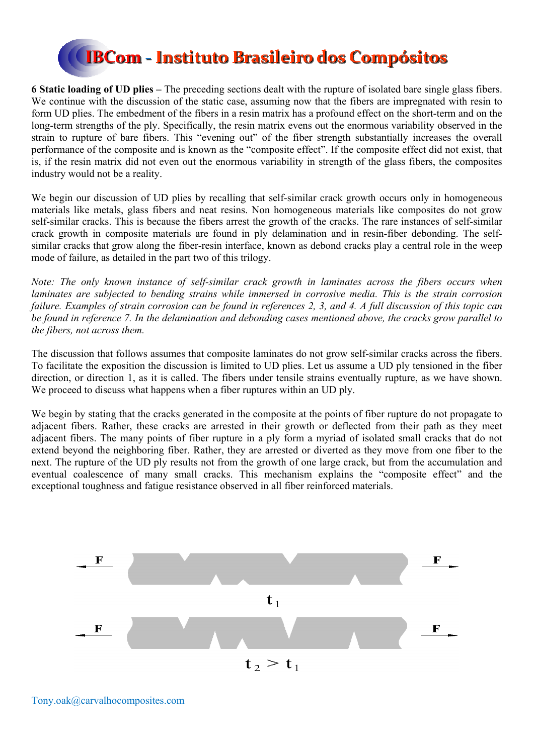**6 Static loading of UD plies –** The preceding sections dealt with the rupture of isolated bare single glass fibers. We continue with the discussion of the static case, assuming now that the fibers are impregnated with resin to form UD plies. The embedment of the fibers in a resin matrix has a profound effect on the short-term and on the long-term strengths of the ply. Specifically, the resin matrix evens out the enormous variability observed in the strain to rupture of bare fibers. This "evening out" of the fiber strength substantially increases the overall performance of the composite and is known as the "composite effect". If the composite effect did not exist, that is, if the resin matrix did not even out the enormous variability in strength of the glass fibers, the composites industry would not be a reality.

We begin our discussion of UD plies by recalling that self-similar crack growth occurs only in homogeneous materials like metals, glass fibers and neat resins. Non homogeneous materials like composites do not grow self-similar cracks. This is because the fibers arrest the growth of the cracks. The rare instances of self-similar crack growth in composite materials are found in ply delamination and in resin-fiber debonding. The self-similar cracks that grow along the fiber-resin interface, known as debond cracks play a central role in the weep mode of failure, as detailed in the part two of this trilogy.

*Note: The only known instance of self-similar crack growth in laminates across the fibers occurs when laminates are subjected to bending strains while immersed in corrosive media. This is the strain corrosion failure. Examples of strain corrosion can be found in references 2, 3, and 4. A full discussion of this topic can be found in reference 7. In the delamination and debonding cases mentioned above, the cracks grow parallel to the fibers, not across them.*

The discussion that follows assumes that composite laminates do not grow self-similar cracks across the fibers. To facilitate the exposition the discussion is limited to UD plies. Let us assume a UD ply tensioned in the fiber direction, or direction 1, as it is called. The fibers under tensile strains eventually rupture, as we have shown. We proceed to discuss what happens when a fiber ruptures within an UD ply.

We begin by stating that the cracks generated in the composite at the points of fiber rupture do not propagate to adjacent fibers. Rather, these cracks are arrested in their growth or deflected from their path as they meet adjacent fibers. The many points of fiber rupture in a ply form a myriad of isolated small cracks that do not extend beyond the neighboring fiber. Rather, they are arrested or diverted as they move from one fiber to the next. The rupture of the UD ply results not from the growth of one large crack, but from the accumulation and eventual coalescence of many small cracks. This mechanism explains the "composite effect" and the exceptional toughness and fatigue resistance observed in all fiber reinforced materials.

F F

$t_1$

F F

$t_2 > t_1$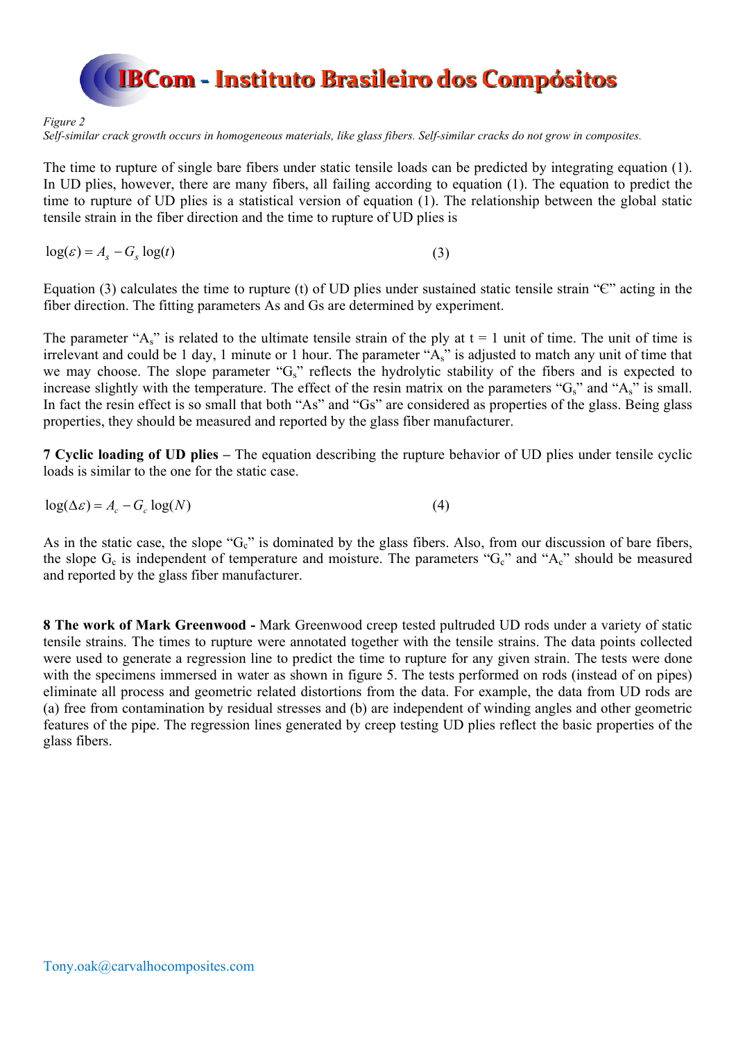*Figure 2*
*Self-similar crack growth occurs in homogeneous materials, like glass fibers. Self-similar cracks do not grow in composites.*

The time to rupture of single bare fibers under static tensile loads can be predicted by integrating equation (1). In UD plies, however, there are many fibers, all failing according to equation (1). The equation to predict the time to rupture of UD plies is a statistical version of equation (1). The relationship between the global static tensile strain in the fiber direction and the time to rupture of UD plies is

$$\log(\varepsilon) = A_s - G_s \log(t) \qquad (3)$$

Equation (3) calculates the time to rupture (t) of UD plies under sustained static tensile strain "Є" acting in the fiber direction. The fitting parameters As and Gs are determined by experiment.

The parameter "$A_s$" is related to the ultimate tensile strain of the ply at t = 1 unit of time. The unit of time is irrelevant and could be 1 day, 1 minute or 1 hour. The parameter "$A_s$" is adjusted to match any unit of time that we may choose. The slope parameter "$G_s$" reflects the hydrolytic stability of the fibers and is expected to increase slightly with the temperature. The effect of the resin matrix on the parameters "$G_s$" and "$A_s$" is small. In fact the resin effect is so small that both "As" and "Gs" are considered as properties of the glass. Being glass properties, they should be measured and reported by the glass fiber manufacturer.

**7 Cyclic loading of UD plies –** The equation describing the rupture behavior of UD plies under tensile cyclic loads is similar to the one for the static case.

$$\log(\Delta\varepsilon) = A_c - G_c \log(N) \qquad (4)$$

As in the static case, the slope "$G_c$" is dominated by the glass fibers. Also, from our discussion of bare fibers, the slope $G_c$ is independent of temperature and moisture. The parameters "$G_c$" and "$A_c$" should be measured and reported by the glass fiber manufacturer.

**8 The work of Mark Greenwood -** Mark Greenwood creep tested pultruded UD rods under a variety of static tensile strains. The times to rupture were annotated together with the tensile strains. The data points collected were used to generate a regression line to predict the time to rupture for any given strain. The tests were done with the specimens immersed in water as shown in figure 5. The tests performed on rods (instead of on pipes) eliminate all process and geometric related distortions from the data. For example, the data from UD rods are (a) free from contamination by residual stresses and (b) are independent of winding angles and other geometric features of the pipe. The regression lines generated by creep testing UD plies reflect the basic properties of the glass fibers.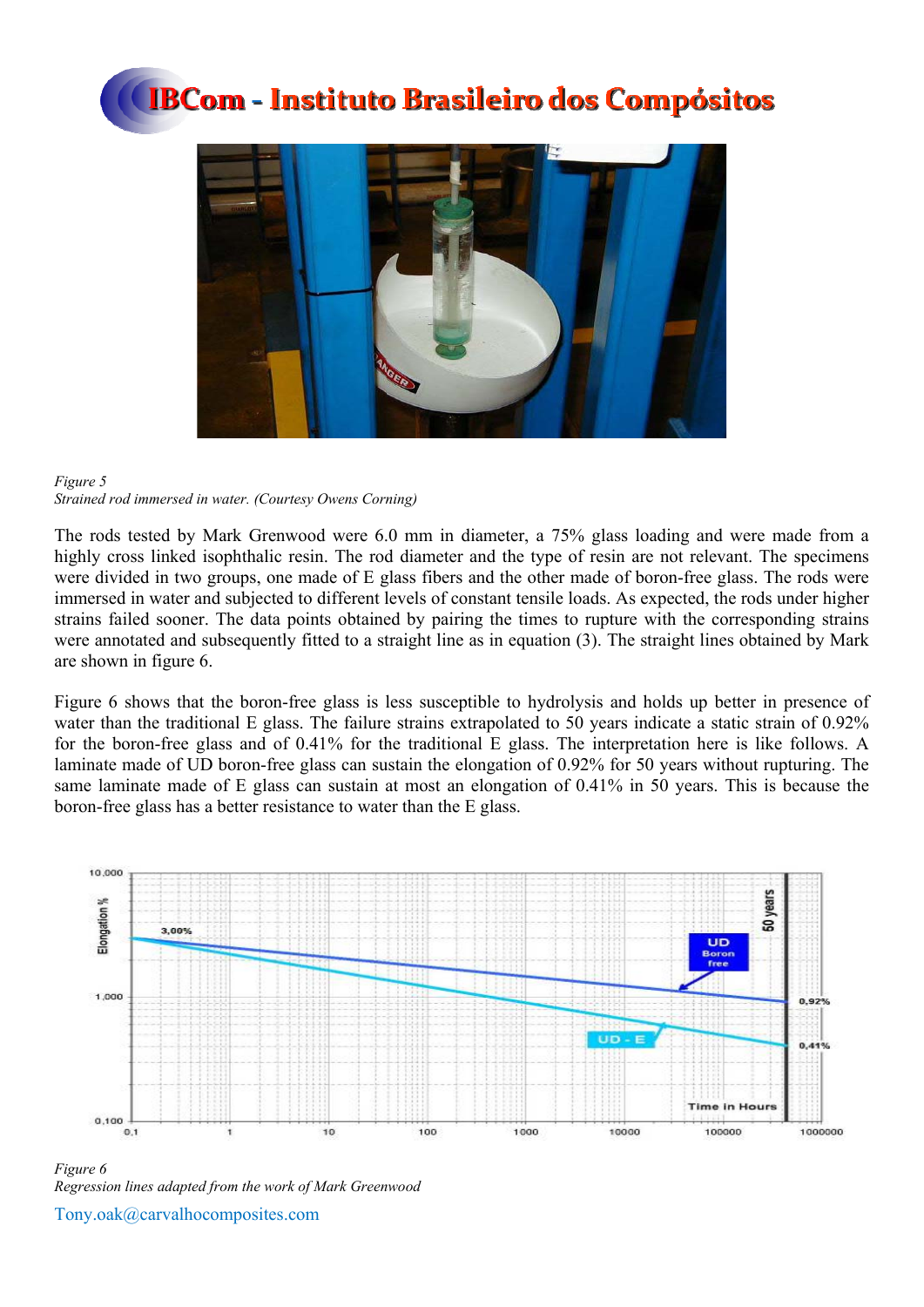Figure 5
*Strained rod immersed in water. (Courtesy Owens Corning)*

The rods tested by Mark Grenwood were 6.0 mm in diameter, a 75% glass loading and were made from a highly cross linked isophthalic resin. The rod diameter and the type of resin are not relevant. The specimens were divided in two groups, one made of E glass fibers and the other made of boron-free glass. The rods were immersed in water and subjected to different levels of constant tensile loads. As expected, the rods under higher strains failed sooner. The data points obtained by pairing the times to rupture with the corresponding strains were annotated and subsequently fitted to a straight line as in equation (3). The straight lines obtained by Mark are shown in figure 6.

Figure 6 shows that the boron-free glass is less susceptible to hydrolysis and holds up better in presence of water than the traditional E glass. The failure strains extrapolated to 50 years indicate a static strain of 0.92% for the boron-free glass and of 0.41% for the traditional E glass. The interpretation here is like follows. A laminate made of UD boron-free glass can sustain the elongation of 0.92% for 50 years without rupturing. The same laminate made of E glass can sustain at most an elongation of 0.41% in 50 years. This is because the boron-free glass has a better resistance to water than the E glass.

Figure 6
*Regression lines adapted from the work of Mark Greenwood*

Tony.oak@carvalhocomposites.com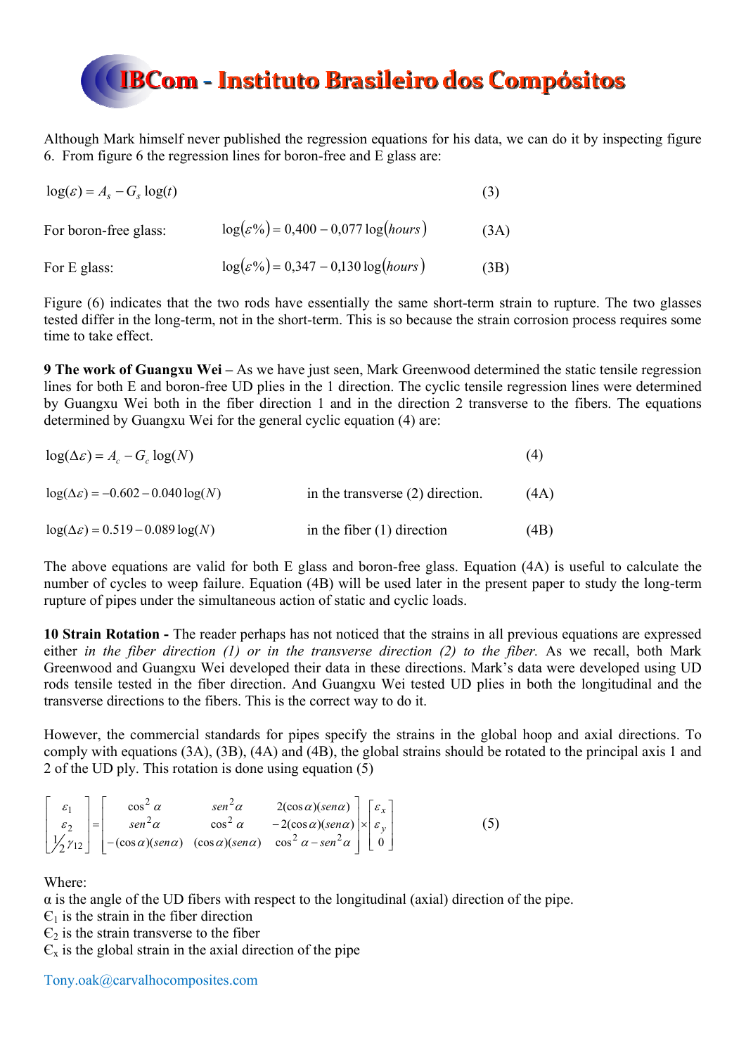Although Mark himself never published the regression equations for his data, we can do it by inspecting figure 6. From figure 6 the regression lines for boron-free and E glass are:

$$\log(\varepsilon) = A_s - G_s \log(t) \tag{3}$$

For boron-free glass: $\log(\varepsilon\%) = 0{,}400 - 0{,}077\log(hours)$ (3A)

For E glass: $\log(\varepsilon\%) = 0{,}347 - 0{,}130\log(hours)$ (3B)

Figure (6) indicates that the two rods have essentially the same short-term strain to rupture. The two glasses tested differ in the long-term, not in the short-term. This is so because the strain corrosion process requires some time to take effect.

**9 The work of Guangxu Wei –** As we have just seen, Mark Greenwood determined the static tensile regression lines for both E and boron-free UD plies in the 1 direction. The cyclic tensile regression lines were determined by Guangxu Wei both in the fiber direction 1 and in the direction 2 transverse to the fibers. The equations determined by Guangxu Wei for the general cyclic equation (4) are:

$$\log(\Delta\varepsilon) = A_c - G_c \log(N) \tag{4}$$

$\log(\Delta\varepsilon) = -0.602 - 0.040\log(N)$ in the transverse (2) direction. (4A)

$\log(\Delta\varepsilon) = 0.519 - 0.089\log(N)$ in the fiber (1) direction (4B)

The above equations are valid for both E glass and boron-free glass. Equation (4A) is useful to calculate the number of cycles to weep failure. Equation (4B) will be used later in the present paper to study the long-term rupture of pipes under the simultaneous action of static and cyclic loads.

**10 Strain Rotation -** The reader perhaps has not noticed that the strains in all previous equations are expressed either *in the fiber direction (1) or in the transverse direction (2) to the fiber.* As we recall, both Mark Greenwood and Guangxu Wei developed their data in these directions. Mark's data were developed using UD rods tensile tested in the fiber direction. And Guangxu Wei tested UD plies in both the longitudinal and the transverse directions to the fibers. This is the correct way to do it.

However, the commercial standards for pipes specify the strains in the global hoop and axial directions. To comply with equations (3A), (3B), (4A) and (4B), the global strains should be rotated to the principal axis 1 and 2 of the UD ply. This rotation is done using equation (5)

$$\begin{bmatrix} \varepsilon_1 \\ \varepsilon_2 \\ \frac{1}{2}\gamma_{12} \end{bmatrix} = \begin{bmatrix} \cos^2\alpha & sen^2\alpha & 2(\cos\alpha)(sen\alpha) \\ sen^2\alpha & \cos^2\alpha & -2(\cos\alpha)(sen\alpha) \\ -(\cos\alpha)(sen\alpha) & (\cos\alpha)(sen\alpha) & \cos^2\alpha - sen^2\alpha \end{bmatrix} \times \begin{bmatrix} \varepsilon_x \\ \varepsilon_y \\ 0 \end{bmatrix} \tag{5}$$

Where:

α is the angle of the UD fibers with respect to the longitudinal (axial) direction of the pipe.

$\epsilon_1$ is the strain in the fiber direction

$\epsilon_2$ is the strain transverse to the fiber

$\epsilon_x$ is the global strain in the axial direction of the pipe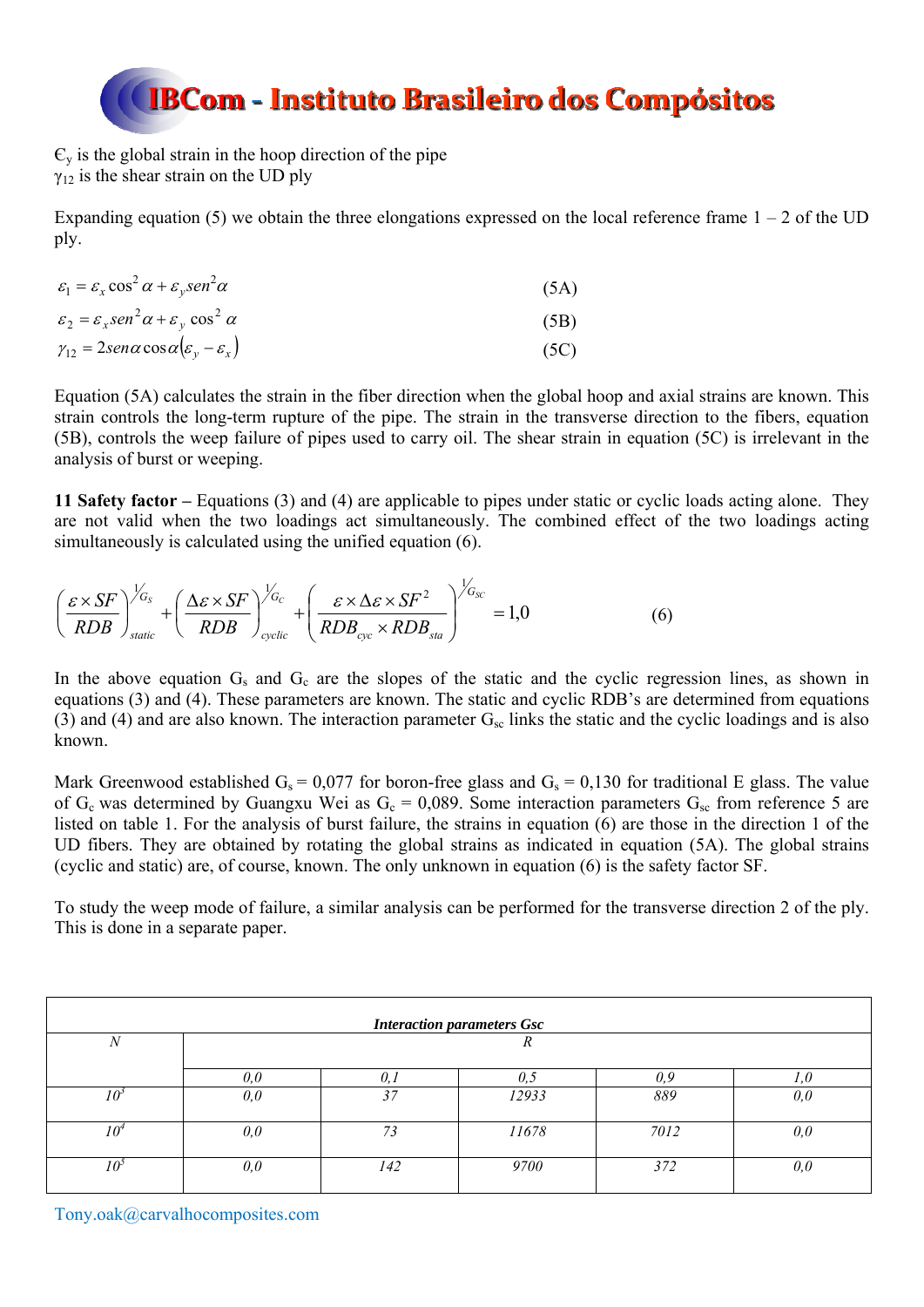$\epsilon_y$ is the global strain in the hoop direction of the pipe
$\gamma_{12}$ is the shear strain on the UD ply

Expanding equation (5) we obtain the three elongations expressed on the local reference frame 1 – 2 of the UD ply.

$$\varepsilon_1 = \varepsilon_x \cos^2\alpha + \varepsilon_y sen^2\alpha \tag{5A}$$

$$\varepsilon_2 = \varepsilon_x sen^2\alpha + \varepsilon_y \cos^2\alpha \tag{5B}$$

$$\gamma_{12} = 2sen\alpha\cos\alpha(\varepsilon_y - \varepsilon_x) \tag{5C}$$

Equation (5A) calculates the strain in the fiber direction when the global hoop and axial strains are known. This strain controls the long-term rupture of the pipe. The strain in the transverse direction to the fibers, equation (5B), controls the weep failure of pipes used to carry oil. The shear strain in equation (5C) is irrelevant in the analysis of burst or weeping.

**11 Safety factor –** Equations (3) and (4) are applicable to pipes under static or cyclic loads acting alone. They are not valid when the two loadings act simultaneously. The combined effect of the two loadings acting simultaneously is calculated using the unified equation (6).

$$\left(\frac{\varepsilon \times SF}{RDB}\right)_{static}^{1/G_S} + \left(\frac{\Delta\varepsilon \times SF}{RDB}\right)_{cyclic}^{1/G_C} + \left(\frac{\varepsilon \times \Delta\varepsilon \times SF^2}{RDB_{cyc} \times RDB_{sta}}\right)^{1/G_{SC}} = 1{,}0 \tag{6}$$

In the above equation $G_s$ and $G_c$ are the slopes of the static and the cyclic regression lines, as shown in equations (3) and (4). These parameters are known. The static and cyclic RDB's are determined from equations (3) and (4) and are also known. The interaction parameter $G_{sc}$ links the static and the cyclic loadings and is also known.

Mark Greenwood established $G_s = 0{,}077$ for boron-free glass and $G_s = 0{,}130$ for traditional E glass. The value of $G_c$ was determined by Guangxu Wei as $G_c = 0{,}089$. Some interaction parameters $G_{sc}$ from reference 5 are listed on table 1. For the analysis of burst failure, the strains in equation (6) are those in the direction 1 of the UD fibers. They are obtained by rotating the global strains as indicated in equation (5A). The global strains (cyclic and static) are, of course, known. The only unknown in equation (6) is the safety factor SF.

To study the weep mode of failure, a similar analysis can be performed for the transverse direction 2 of the ply. This is done in a separate paper.

| ***Interaction parameters Gsc*** | | | | | |
|---|---|---|---|---|---|
| *N* | *R* | | | | |
| | *0,0* | *0,1* | *0,5* | *0,9* | *1,0* |
| *$10^3$* | *0,0* | *37* | *12933* | *889* | *0,0* |
| *$10^4$* | *0,0* | *73* | *11678* | *7012* | *0,0* |
| *$10^5$* | *0,0* | *142* | *9700* | *372* | *0,0* |

Tony.oak@carvalhocomposites.com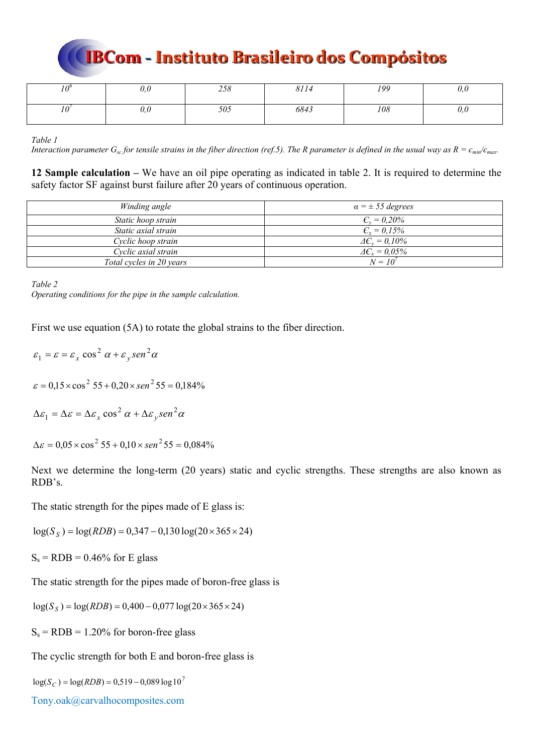| $10^6$ | 0,0 | 258 | 8114 | 199 | 0,0 |
|---|---|---|---|---|---|
| $10^7$ | 0,0 | 505 | 6843 | 108 | 0,0 |

*Table 1*
*Interaction parameter $G_{sc}$ for tensile strains in the fiber direction (ref.5). The R parameter is defined in the usual way as $R = \epsilon_{min}/\epsilon_{max}$.*

**12 Sample calculation –** We have an oil pipe operating as indicated in table 2. It is required to determine the safety factor SF against burst failure after 20 years of continuous operation.

| *Winding angle* | *$\alpha = \pm 55$ degrees* |
|---|---|
| *Static hoop strain* | *$\epsilon_y = 0,20\%$* |
| *Static axial strain* | *$\epsilon_x = 0,15\%$* |
| *Cyclic hoop strain* | *$\Delta\epsilon_y = 0,10\%$* |
| *Cyclic axial strain* | *$\Delta\epsilon_x = 0,05\%$* |
| *Total cycles in 20 years* | *$N = 10^7$* |

*Table 2*
*Operating conditions for the pipe in the sample calculation.*

First we use equation (5A) to rotate the global strains to the fiber direction.

$$\varepsilon_1 = \varepsilon = \varepsilon_x \cos^2 \alpha + \varepsilon_y sen^2 \alpha$$

$$\varepsilon = 0{,}15 \times \cos^2 55 + 0{,}20 \times sen^2 55 = 0{,}184\%$$

$$\Delta\varepsilon_1 = \Delta\varepsilon = \Delta\varepsilon_x \cos^2 \alpha + \Delta\varepsilon_y sen^2 \alpha$$

$$\Delta\varepsilon = 0{,}05 \times \cos^2 55 + 0{,}10 \times sen^2 55 = 0{,}084\%$$

Next we determine the long-term (20 years) static and cyclic strengths. These strengths are also known as RDB's.

The static strength for the pipes made of E glass is:

$$\log(S_S) = \log(RDB) = 0{,}347 - 0{,}130 \log(20 \times 365 \times 24)$$

$S_s$ = RDB = 0.46% for E glass

The static strength for the pipes made of boron-free glass is

$$\log(S_S) = \log(RDB) = 0{,}400 - 0{,}077 \log(20 \times 365 \times 24)$$

$S_s$ = RDB = 1.20% for boron-free glass

The cyclic strength for both E and boron-free glass is

$$\log(S_C) = \log(RDB) = 0{,}519 - 0{,}089 \log 10^7$$

Tony.oak@carvalhocomposites.com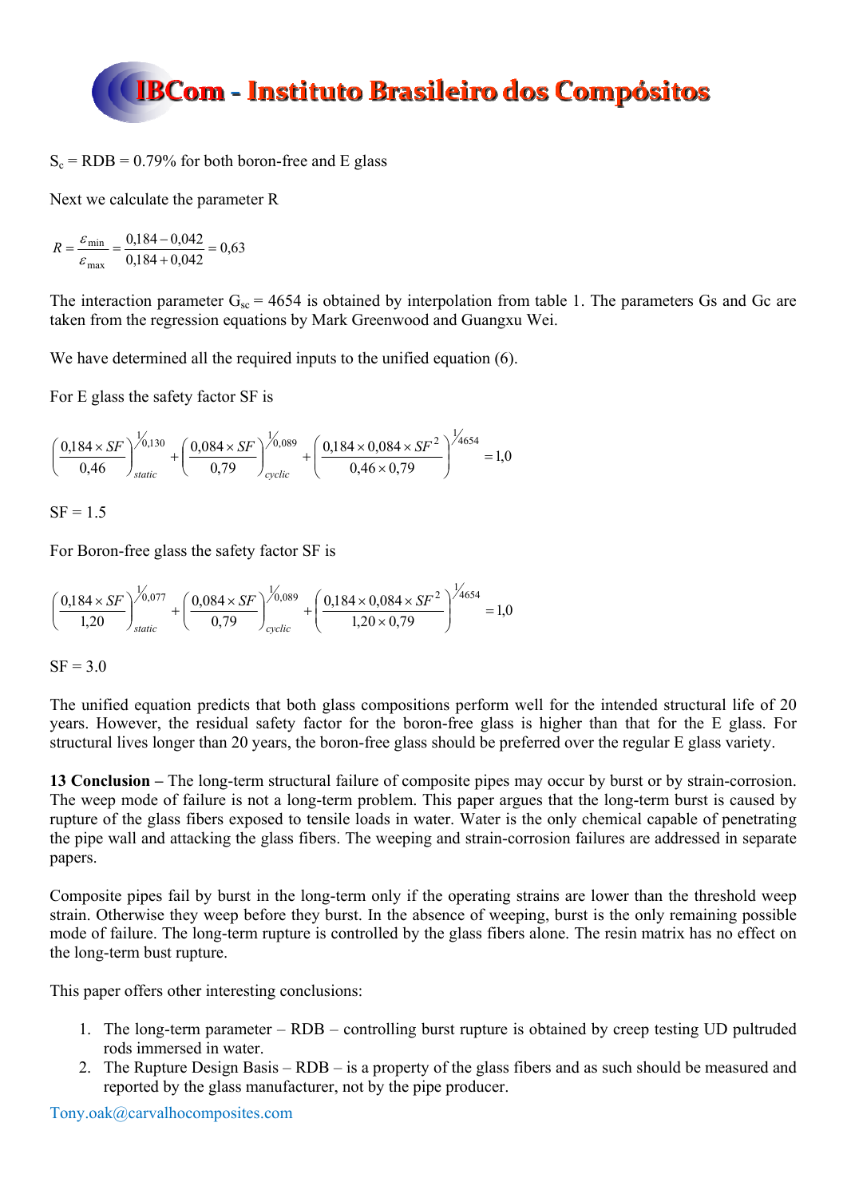$S_c$ = RDB = 0.79% for both boron-free and E glass

Next we calculate the parameter R

$$R = \frac{\varepsilon_{\min}}{\varepsilon_{\max}} = \frac{0{,}184 - 0{,}042}{0{,}184 + 0{,}042} = 0{,}63$$

The interaction parameter $G_{sc}$ = 4654 is obtained by interpolation from table 1. The parameters Gs and Gc are taken from the regression equations by Mark Greenwood and Guangxu Wei.

We have determined all the required inputs to the unified equation (6).

For E glass the safety factor SF is

$$\left(\frac{0{,}184 \times SF}{0{,}46}\right)_{static}^{1/0{,}130} + \left(\frac{0{,}084 \times SF}{0{,}79}\right)_{cyclic}^{1/0{,}089} + \left(\frac{0{,}184 \times 0{,}084 \times SF^2}{0{,}46 \times 0{,}79}\right)^{1/4654} = 1{,}0$$

SF = 1.5

For Boron-free glass the safety factor SF is

$$\left(\frac{0{,}184 \times SF}{1{,}20}\right)_{static}^{1/0{,}077} + \left(\frac{0{,}084 \times SF}{0{,}79}\right)_{cyclic}^{1/0{,}089} + \left(\frac{0{,}184 \times 0{,}084 \times SF^2}{1{,}20 \times 0{,}79}\right)^{1/4654} = 1{,}0$$

SF = 3.0

The unified equation predicts that both glass compositions perform well for the intended structural life of 20 years. However, the residual safety factor for the boron-free glass is higher than that for the E glass. For structural lives longer than 20 years, the boron-free glass should be preferred over the regular E glass variety.

**13 Conclusion –** The long-term structural failure of composite pipes may occur by burst or by strain-corrosion. The weep mode of failure is not a long-term problem. This paper argues that the long-term burst is caused by rupture of the glass fibers exposed to tensile loads in water. Water is the only chemical capable of penetrating the pipe wall and attacking the glass fibers. The weeping and strain-corrosion failures are addressed in separate papers.

Composite pipes fail by burst in the long-term only if the operating strains are lower than the threshold weep strain. Otherwise they weep before they burst. In the absence of weeping, burst is the only remaining possible mode of failure. The long-term rupture is controlled by the glass fibers alone. The resin matrix has no effect on the long-term bust rupture.

This paper offers other interesting conclusions:

1. The long-term parameter – RDB – controlling burst rupture is obtained by creep testing UD pultruded rods immersed in water.
2. The Rupture Design Basis – RDB – is a property of the glass fibers and as such should be measured and reported by the glass manufacturer, not by the pipe producer.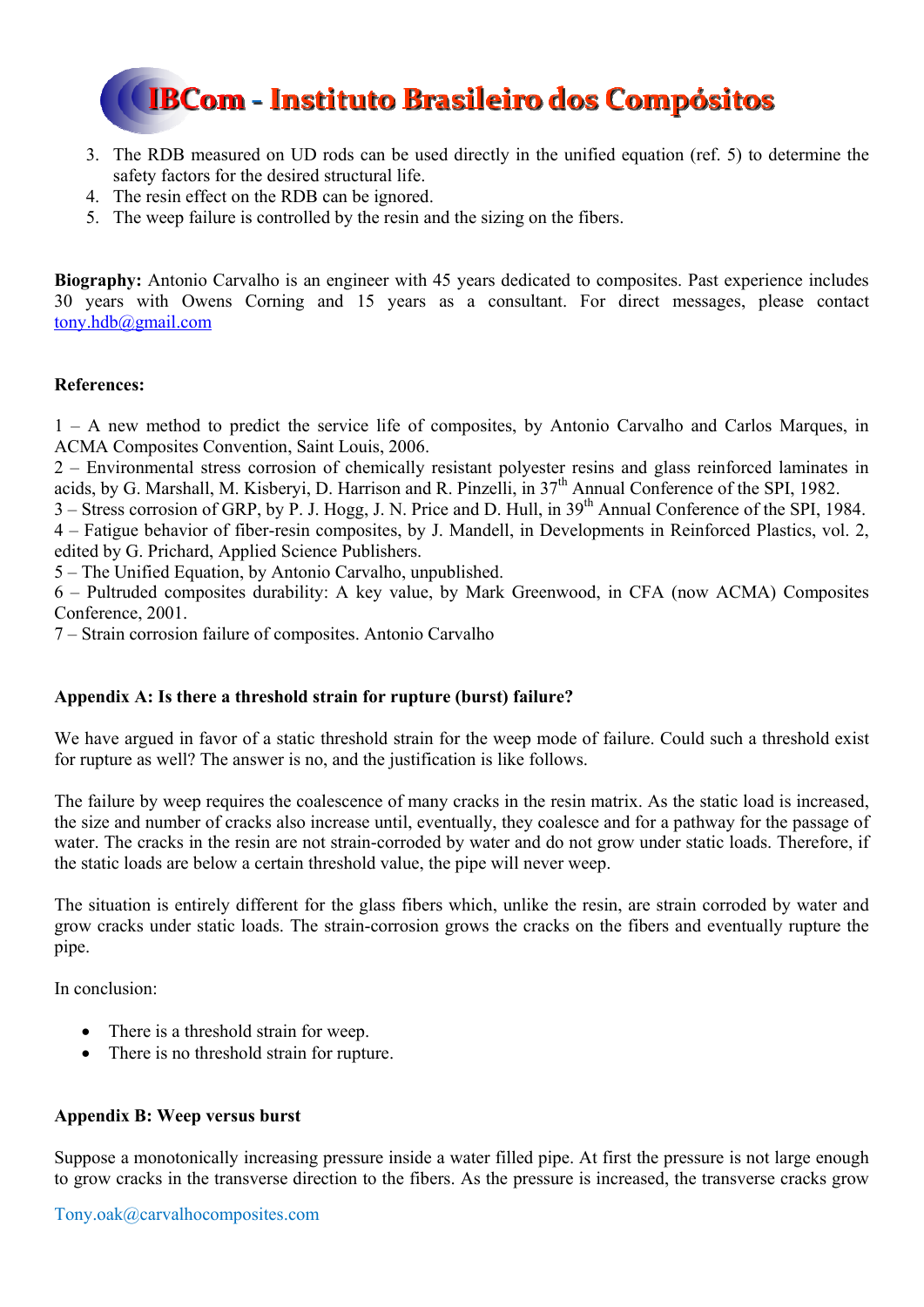3. The RDB measured on UD rods can be used directly in the unified equation (ref. 5) to determine the safety factors for the desired structural life.
4. The resin effect on the RDB can be ignored.
5. The weep failure is controlled by the resin and the sizing on the fibers.

**Biography:** Antonio Carvalho is an engineer with 45 years dedicated to composites. Past experience includes 30 years with Owens Corning and 15 years as a consultant. For direct messages, please contact tony.hdb@gmail.com

**References:**

1 – A new method to predict the service life of composites, by Antonio Carvalho and Carlos Marques, in ACMA Composites Convention, Saint Louis, 2006.
2 – Environmental stress corrosion of chemically resistant polyester resins and glass reinforced laminates in acids, by G. Marshall, M. Kisberyi, D. Harrison and R. Pinzelli, in 37th Annual Conference of the SPI, 1982.
3 – Stress corrosion of GRP, by P. J. Hogg, J. N. Price and D. Hull, in 39th Annual Conference of the SPI, 1984.
4 – Fatigue behavior of fiber-resin composites, by J. Mandell, in Developments in Reinforced Plastics, vol. 2, edited by G. Prichard, Applied Science Publishers.
5 – The Unified Equation, by Antonio Carvalho, unpublished.
6 – Pultruded composites durability: A key value, by Mark Greenwood, in CFA (now ACMA) Composites Conference, 2001.
7 – Strain corrosion failure of composites. Antonio Carvalho

**Appendix A: Is there a threshold strain for rupture (burst) failure?**

We have argued in favor of a static threshold strain for the weep mode of failure. Could such a threshold exist for rupture as well? The answer is no, and the justification is like follows.

The failure by weep requires the coalescence of many cracks in the resin matrix. As the static load is increased, the size and number of cracks also increase until, eventually, they coalesce and for a pathway for the passage of water. The cracks in the resin are not strain-corroded by water and do not grow under static loads. Therefore, if the static loads are below a certain threshold value, the pipe will never weep.

The situation is entirely different for the glass fibers which, unlike the resin, are strain corroded by water and grow cracks under static loads. The strain-corrosion grows the cracks on the fibers and eventually rupture the pipe.

In conclusion:

- There is a threshold strain for weep.
- There is no threshold strain for rupture.

**Appendix B: Weep versus burst**

Suppose a monotonically increasing pressure inside a water filled pipe. At first the pressure is not large enough to grow cracks in the transverse direction to the fibers. As the pressure is increased, the transverse cracks grow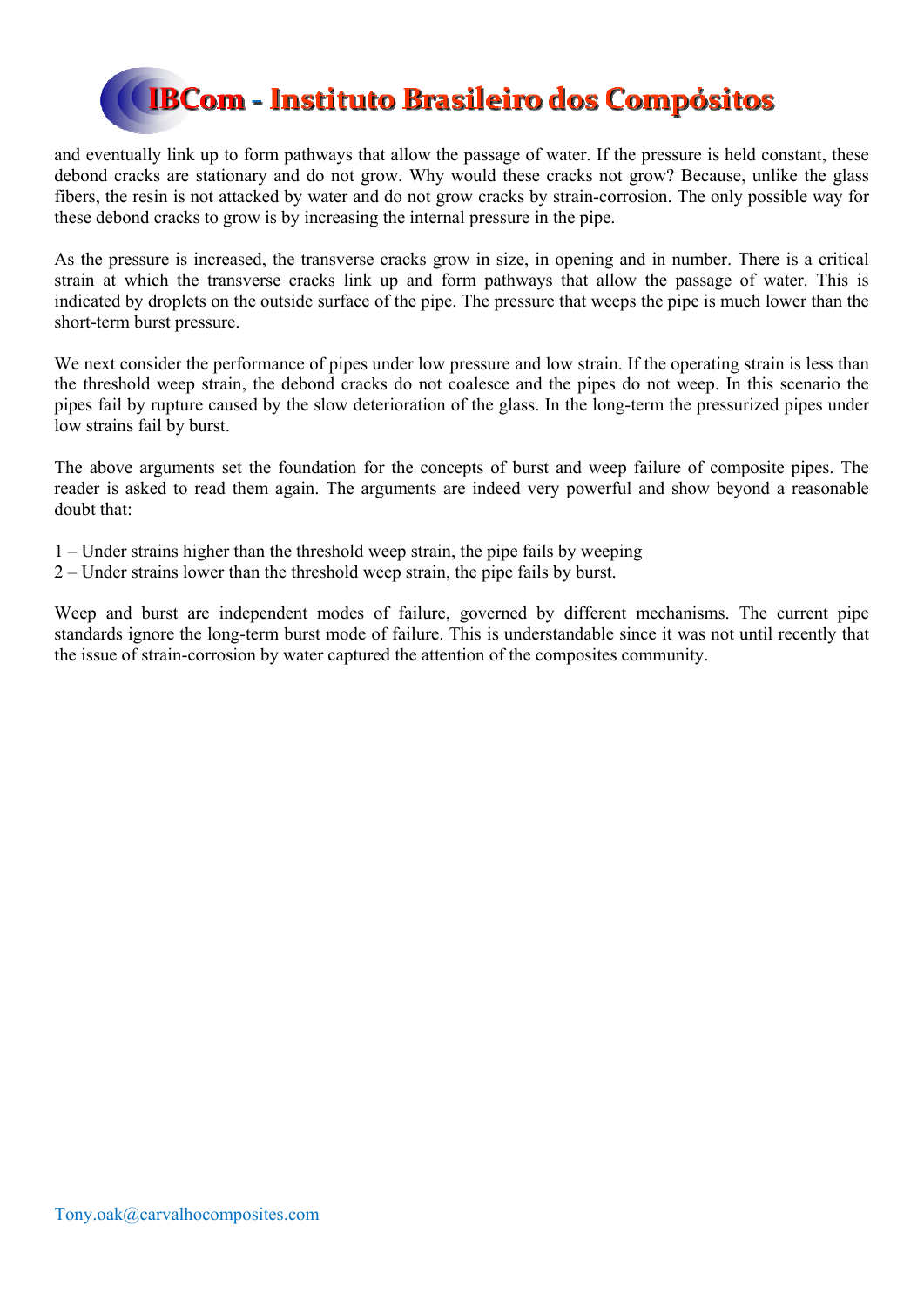and eventually link up to form pathways that allow the passage of water. If the pressure is held constant, these debond cracks are stationary and do not grow. Why would these cracks not grow? Because, unlike the glass fibers, the resin is not attacked by water and do not grow cracks by strain-corrosion. The only possible way for these debond cracks to grow is by increasing the internal pressure in the pipe.

As the pressure is increased, the transverse cracks grow in size, in opening and in number. There is a critical strain at which the transverse cracks link up and form pathways that allow the passage of water. This is indicated by droplets on the outside surface of the pipe. The pressure that weeps the pipe is much lower than the short-term burst pressure.

We next consider the performance of pipes under low pressure and low strain. If the operating strain is less than the threshold weep strain, the debond cracks do not coalesce and the pipes do not weep. In this scenario the pipes fail by rupture caused by the slow deterioration of the glass. In the long-term the pressurized pipes under low strains fail by burst.

The above arguments set the foundation for the concepts of burst and weep failure of composite pipes. The reader is asked to read them again. The arguments are indeed very powerful and show beyond a reasonable doubt that:

1 – Under strains higher than the threshold weep strain, the pipe fails by weeping
2 – Under strains lower than the threshold weep strain, the pipe fails by burst.

Weep and burst are independent modes of failure, governed by different mechanisms. The current pipe standards ignore the long-term burst mode of failure. This is understandable since it was not until recently that the issue of strain-corrosion by water captured the attention of the composites community.